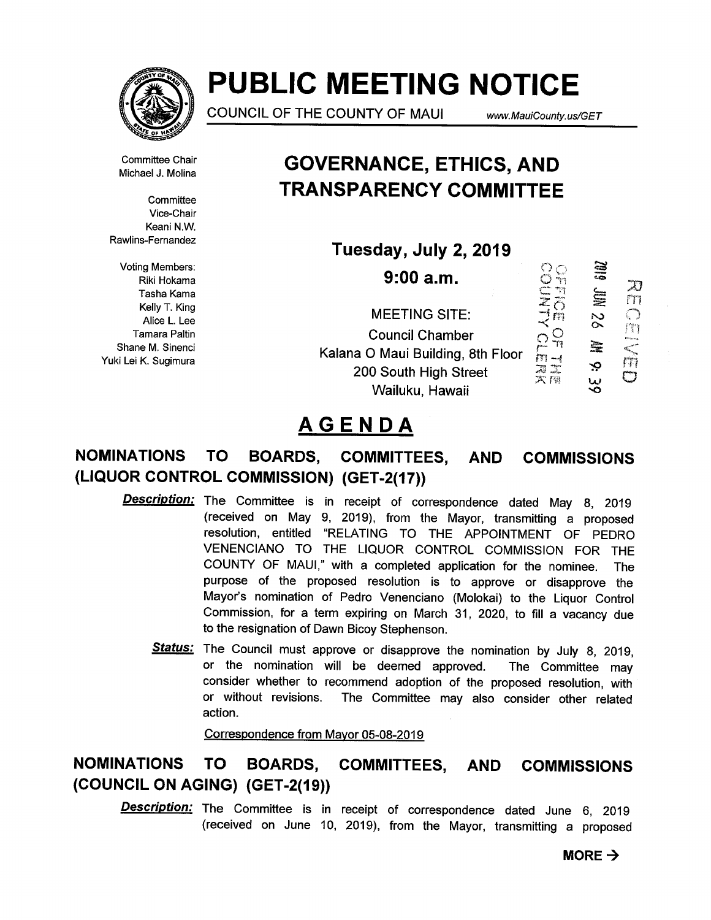# PUBLIC MEETING NOTICE

COUNCIL OF THE COUNTY OF MAUI www.MauiCounty.us/GET

Committee Chair
Michael J. Molina

Committee
Vice-Chair
Keani N.W.
Rawlins-Fernandez

Voting Members:
Riki Hokama
Tasha Kama
Kelly T. King
Alice L. Lee
Tamara Paltin
Shane M. Sinenci
Yuki Lei K. Sugimura

## GOVERNANCE, ETHICS, AND TRANSPARENCY COMMITTEE

**Tuesday, July 2, 2019**

**9:00 a.m.**

MEETING SITE:
Council Chamber
Kalana O Maui Building, 8th Floor
200 South High Street
Wailuku, Hawaii

OFFICE OF THE COUNTY CLERK
2019 JUN 26 AM 9: 39
RECEIVED

# AGENDA

## NOMINATIONS TO BOARDS, COMMITTEES, AND COMMISSIONS (LIQUOR CONTROL COMMISSION) (GET-2(17))

***Description:*** The Committee is in receipt of correspondence dated May 8, 2019 (received on May 9, 2019), from the Mayor, transmitting a proposed resolution, entitled "RELATING TO THE APPOINTMENT OF PEDRO VENENCIANO TO THE LIQUOR CONTROL COMMISSION FOR THE COUNTY OF MAUI," with a completed application for the nominee. The purpose of the proposed resolution is to approve or disapprove the Mayor's nomination of Pedro Venenciano (Molokai) to the Liquor Control Commission, for a term expiring on March 31, 2020, to fill a vacancy due to the resignation of Dawn Bicoy Stephenson.

***Status:*** The Council must approve or disapprove the nomination by July 8, 2019, or the nomination will be deemed approved. The Committee may consider whether to recommend adoption of the proposed resolution, with or without revisions. The Committee may also consider other related action.

Correspondence from Mayor 05-08-2019

## NOMINATIONS TO BOARDS, COMMITTEES, AND COMMISSIONS (COUNCIL ON AGING) (GET-2(19))

***Description:*** The Committee is in receipt of correspondence dated June 6, 2019 (received on June 10, 2019), from the Mayor, transmitting a proposed

**MORE →**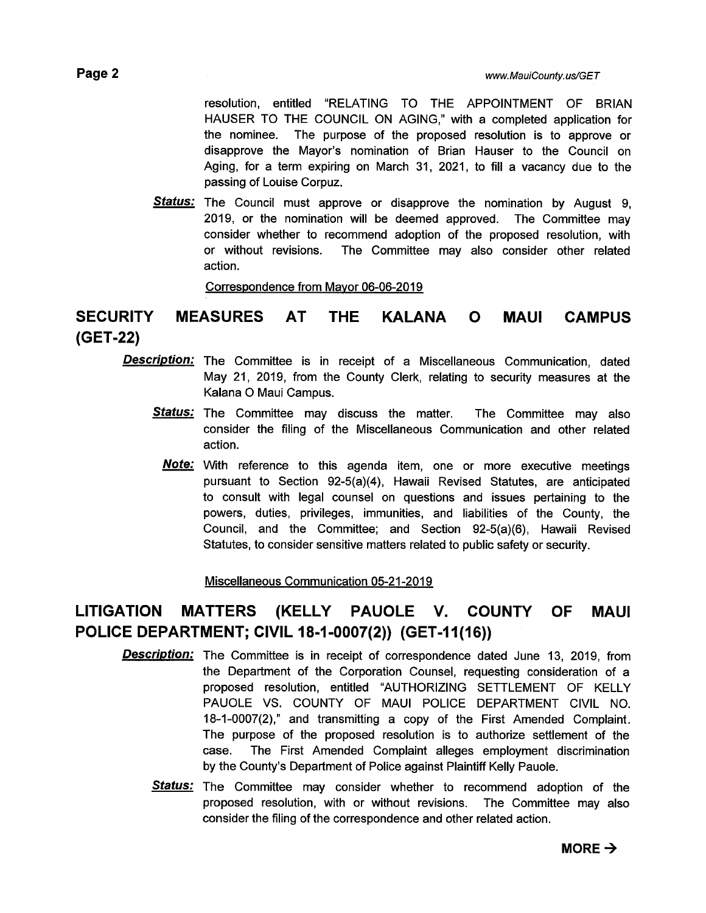resolution, entitled "RELATING TO THE APPOINTMENT OF BRIAN HAUSER TO THE COUNCIL ON AGING," with a completed application for the nominee. The purpose of the proposed resolution is to approve or disapprove the Mayor's nomination of Brian Hauser to the Council on Aging, for a term expiring on March 31, 2021, to fill a vacancy due to the passing of Louise Corpuz.

***Status:*** The Council must approve or disapprove the nomination by August 9, 2019, or the nomination will be deemed approved. The Committee may consider whether to recommend adoption of the proposed resolution, with or without revisions. The Committee may also consider other related action.

Correspondence from Mayor 06-06-2019

## SECURITY MEASURES AT THE KALANA O MAUI CAMPUS (GET-22)

***Description:*** The Committee is in receipt of a Miscellaneous Communication, dated May 21, 2019, from the County Clerk, relating to security measures at the Kalana O Maui Campus.

***Status:*** The Committee may discuss the matter. The Committee may also consider the filing of the Miscellaneous Communication and other related action.

***Note:*** With reference to this agenda item, one or more executive meetings pursuant to Section 92-5(a)(4), Hawaii Revised Statutes, are anticipated to consult with legal counsel on questions and issues pertaining to the powers, duties, privileges, immunities, and liabilities of the County, the Council, and the Committee; and Section 92-5(a)(6), Hawaii Revised Statutes, to consider sensitive matters related to public safety or security.

Miscellaneous Communication 05-21-2019

## LITIGATION MATTERS (KELLY PAUOLE V. COUNTY OF MAUI POLICE DEPARTMENT; CIVIL 18-1-0007(2)) (GET-11(16))

***Description:*** The Committee is in receipt of correspondence dated June 13, 2019, from the Department of the Corporation Counsel, requesting consideration of a proposed resolution, entitled "AUTHORIZING SETTLEMENT OF KELLY PAUOLE VS. COUNTY OF MAUI POLICE DEPARTMENT CIVIL NO. 18-1-0007(2)," and transmitting a copy of the First Amended Complaint. The purpose of the proposed resolution is to authorize settlement of the case. The First Amended Complaint alleges employment discrimination by the County's Department of Police against Plaintiff Kelly Pauole.

***Status:*** The Committee may consider whether to recommend adoption of the proposed resolution, with or without revisions. The Committee may also consider the filing of the correspondence and other related action.

**MORE →**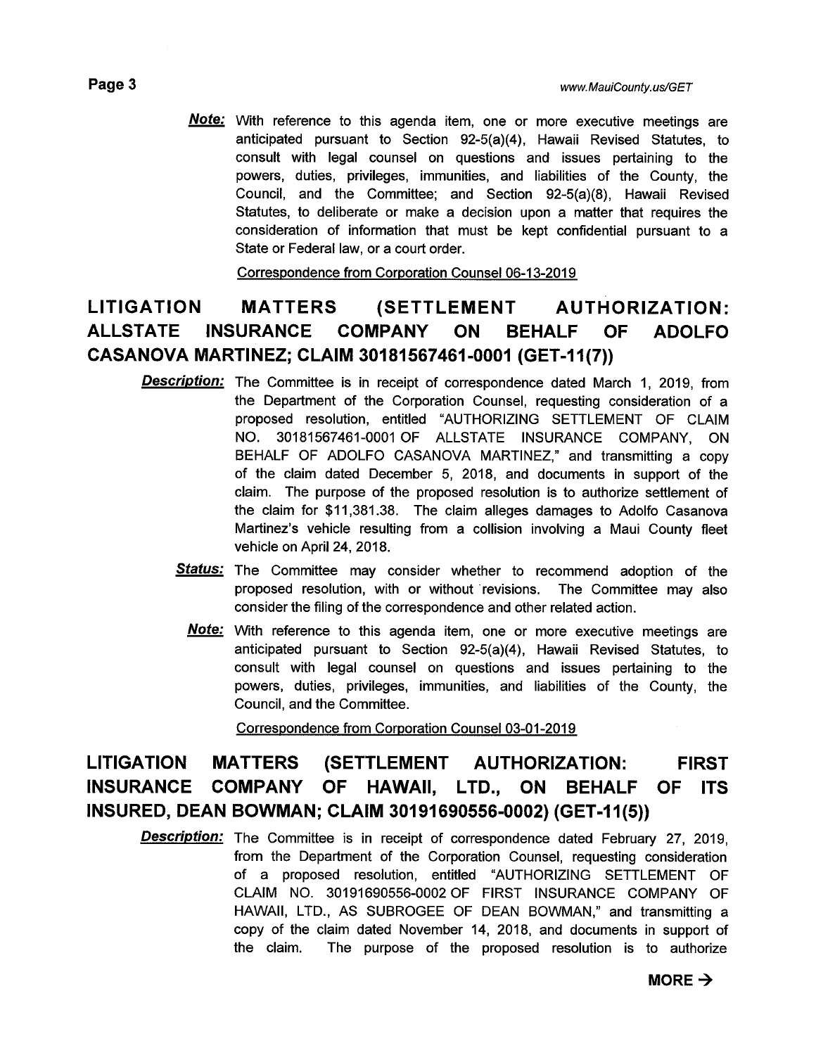***Note:*** With reference to this agenda item, one or more executive meetings are anticipated pursuant to Section 92-5(a)(4), Hawaii Revised Statutes, to consult with legal counsel on questions and issues pertaining to the powers, duties, privileges, immunities, and liabilities of the County, the Council, and the Committee; and Section 92-5(a)(8), Hawaii Revised Statutes, to deliberate or make a decision upon a matter that requires the consideration of information that must be kept confidential pursuant to a State or Federal law, or a court order.

Correspondence from Corporation Counsel 06-13-2019

## LITIGATION MATTERS (SETTLEMENT AUTHORIZATION: ALLSTATE INSURANCE COMPANY ON BEHALF OF ADOLFO CASANOVA MARTINEZ; CLAIM 30181567461-0001 (GET-11(7))

***Description:*** The Committee is in receipt of correspondence dated March 1, 2019, from the Department of the Corporation Counsel, requesting consideration of a proposed resolution, entitled "AUTHORIZING SETTLEMENT OF CLAIM NO. 30181567461-0001 OF ALLSTATE INSURANCE COMPANY, ON BEHALF OF ADOLFO CASANOVA MARTINEZ," and transmitting a copy of the claim dated December 5, 2018, and documents in support of the claim. The purpose of the proposed resolution is to authorize settlement of the claim for $11,381.38. The claim alleges damages to Adolfo Casanova Martinez's vehicle resulting from a collision involving a Maui County fleet vehicle on April 24, 2018.

***Status:*** The Committee may consider whether to recommend adoption of the proposed resolution, with or without revisions. The Committee may also consider the filing of the correspondence and other related action.

***Note:*** With reference to this agenda item, one or more executive meetings are anticipated pursuant to Section 92-5(a)(4), Hawaii Revised Statutes, to consult with legal counsel on questions and issues pertaining to the powers, duties, privileges, immunities, and liabilities of the County, the Council, and the Committee.

Correspondence from Corporation Counsel 03-01-2019

## LITIGATION MATTERS (SETTLEMENT AUTHORIZATION: FIRST INSURANCE COMPANY OF HAWAII, LTD., ON BEHALF OF ITS INSURED, DEAN BOWMAN; CLAIM 30191690556-0002) (GET-11(5))

***Description:*** The Committee is in receipt of correspondence dated February 27, 2019, from the Department of the Corporation Counsel, requesting consideration of a proposed resolution, entitled "AUTHORIZING SETTLEMENT OF CLAIM NO. 30191690556-0002 OF FIRST INSURANCE COMPANY OF HAWAII, LTD., AS SUBROGEE OF DEAN BOWMAN," and transmitting a copy of the claim dated November 14, 2018, and documents in support of the claim. The purpose of the proposed resolution is to authorize

**MORE →**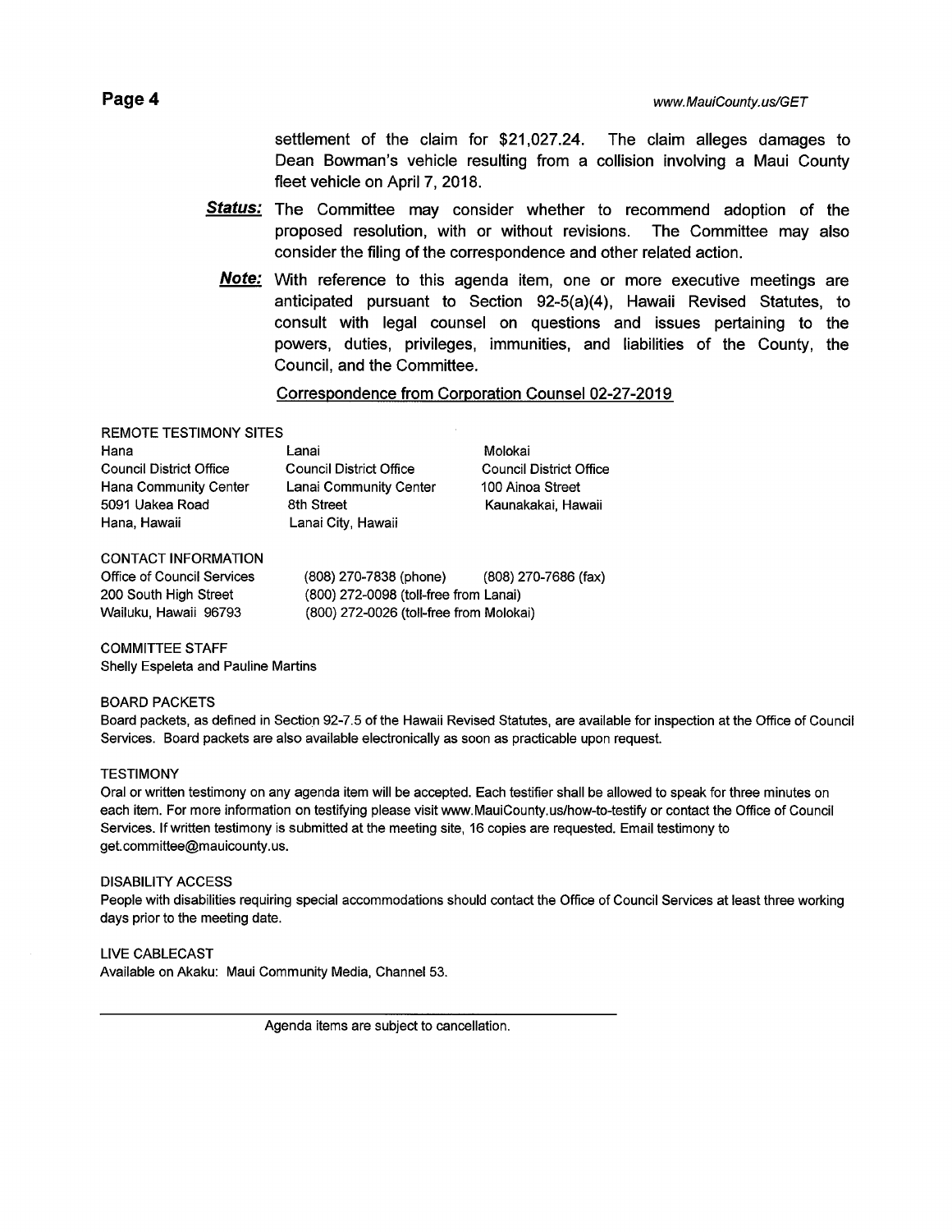settlement of the claim for $21,027.24. The claim alleges damages to Dean Bowman's vehicle resulting from a collision involving a Maui County fleet vehicle on April 7, 2018.

***Status:*** The Committee may consider whether to recommend adoption of the proposed resolution, with or without revisions. The Committee may also consider the filing of the correspondence and other related action.

***Note:*** With reference to this agenda item, one or more executive meetings are anticipated pursuant to Section 92-5(a)(4), Hawaii Revised Statutes, to consult with legal counsel on questions and issues pertaining to the powers, duties, privileges, immunities, and liabilities of the County, the Council, and the Committee.

Correspondence from Corporation Counsel 02-27-2019

REMOTE TESTIMONY SITES

| | | |
|---|---|---|
| Hana | Lanai | Molokai |
| Council District Office | Council District Office | Council District Office |
| Hana Community Center | Lanai Community Center | 100 Ainoa Street |
| 5091 Uakea Road | 8th Street | Kaunakakai, Hawaii |
| Hana, Hawaii | Lanai City, Hawaii | |

CONTACT INFORMATION

| | | |
|---|---|---|
| Office of Council Services | (808) 270-7838 (phone) | (808) 270-7686 (fax) |
| 200 South High Street | (800) 272-0098 (toll-free from Lanai) | |
| Wailuku, Hawaii 96793 | (800) 272-0026 (toll-free from Molokai) | |

COMMITTEE STAFF
Shelly Espeleta and Pauline Martins

BOARD PACKETS
Board packets, as defined in Section 92-7.5 of the Hawaii Revised Statutes, are available for inspection at the Office of Council Services. Board packets are also available electronically as soon as practicable upon request.

TESTIMONY
Oral or written testimony on any agenda item will be accepted. Each testifier shall be allowed to speak for three minutes on each item. For more information on testifying please visit www.MauiCounty.us/how-to-testify or contact the Office of Council Services. If written testimony is submitted at the meeting site, 16 copies are requested. Email testimony to get.committee@mauicounty.us.

DISABILITY ACCESS
People with disabilities requiring special accommodations should contact the Office of Council Services at least three working days prior to the meeting date.

LIVE CABLECAST
Available on Akaku: Maui Community Media, Channel 53.

Agenda items are subject to cancellation.